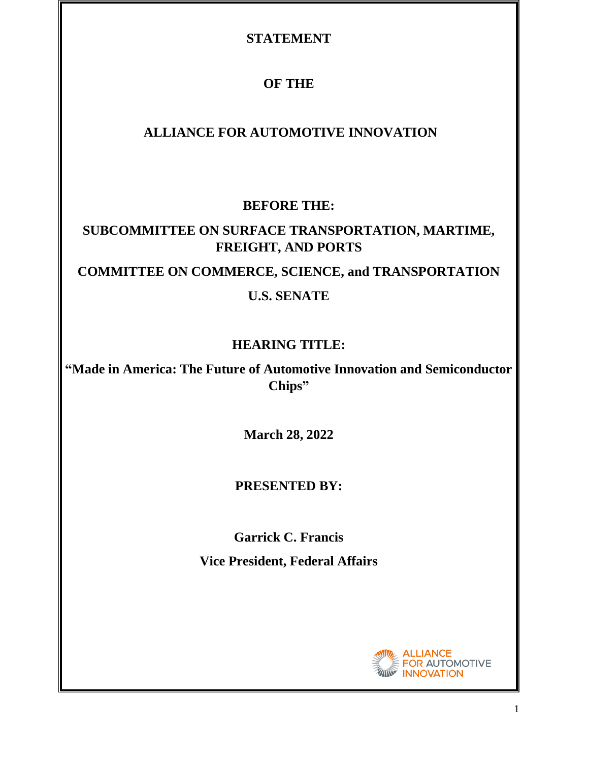**STATEMENT**

**OF THE**

**ALLIANCE FOR AUTOMOTIVE INNOVATION**

**BEFORE THE:**

**SUBCOMMITTEE ON SURFACE TRANSPORTATION, MARTIME, FREIGHT, AND PORTS**

**COMMITTEE ON COMMERCE, SCIENCE, and TRANSPORTATION**

**U.S. SENATE**

**HEARING TITLE:**

**"Made in America: The Future of Automotive Innovation and Semiconductor Chips"**

**March 28, 2022**

**PRESENTED BY:**

**Garrick C. Francis**

**Vice President, Federal Affairs**

ALLIANCE FOR AUTOMOTIVE INNOVATION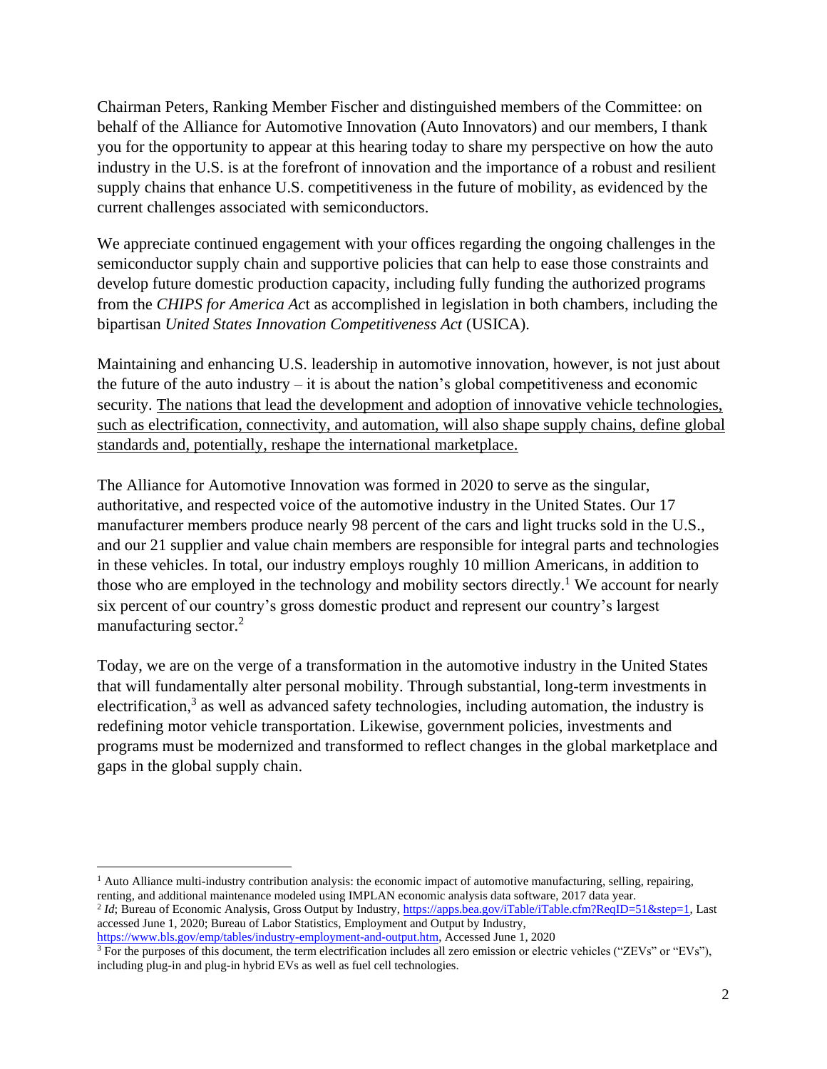Chairman Peters, Ranking Member Fischer and distinguished members of the Committee: on behalf of the Alliance for Automotive Innovation (Auto Innovators) and our members, I thank you for the opportunity to appear at this hearing today to share my perspective on how the auto industry in the U.S. is at the forefront of innovation and the importance of a robust and resilient supply chains that enhance U.S. competitiveness in the future of mobility, as evidenced by the current challenges associated with semiconductors.

We appreciate continued engagement with your offices regarding the ongoing challenges in the semiconductor supply chain and supportive policies that can help to ease those constraints and develop future domestic production capacity, including fully funding the authorized programs from the *CHIPS for America Ac*t as accomplished in legislation in both chambers, including the bipartisan *United States Innovation Competitiveness Act* (USICA).

Maintaining and enhancing U.S. leadership in automotive innovation, however, is not just about the future of the auto industry – it is about the nation's global competitiveness and economic security. <u>The nations that lead the development and adoption of innovative vehicle technologies, such as electrification, connectivity, and automation, will also shape supply chains, define global standards and, potentially, reshape the international marketplace.</u>

The Alliance for Automotive Innovation was formed in 2020 to serve as the singular, authoritative, and respected voice of the automotive industry in the United States. Our 17 manufacturer members produce nearly 98 percent of the cars and light trucks sold in the U.S., and our 21 supplier and value chain members are responsible for integral parts and technologies in these vehicles. In total, our industry employs roughly 10 million Americans, in addition to those who are employed in the technology and mobility sectors directly.[1] We account for nearly six percent of our country's gross domestic product and represent our country's largest manufacturing sector.[2]

Today, we are on the verge of a transformation in the automotive industry in the United States that will fundamentally alter personal mobility. Through substantial, long-term investments in electrification,[3] as well as advanced safety technologies, including automation, the industry is redefining motor vehicle transportation. Likewise, government policies, investments and programs must be modernized and transformed to reflect changes in the global marketplace and gaps in the global supply chain.

---

[1] Auto Alliance multi-industry contribution analysis: the economic impact of automotive manufacturing, selling, repairing, renting, and additional maintenance modeled using IMPLAN economic analysis data software, 2017 data year.

[2] *Id*; Bureau of Economic Analysis, Gross Output by Industry, https://apps.bea.gov/iTable/iTable.cfm?ReqID=51&step=1, Last accessed June 1, 2020; Bureau of Labor Statistics, Employment and Output by Industry, https://www.bls.gov/emp/tables/industry-employment-and-output.htm, Accessed June 1, 2020

[3] For the purposes of this document, the term electrification includes all zero emission or electric vehicles ("ZEVs" or "EVs"), including plug-in and plug-in hybrid EVs as well as fuel cell technologies.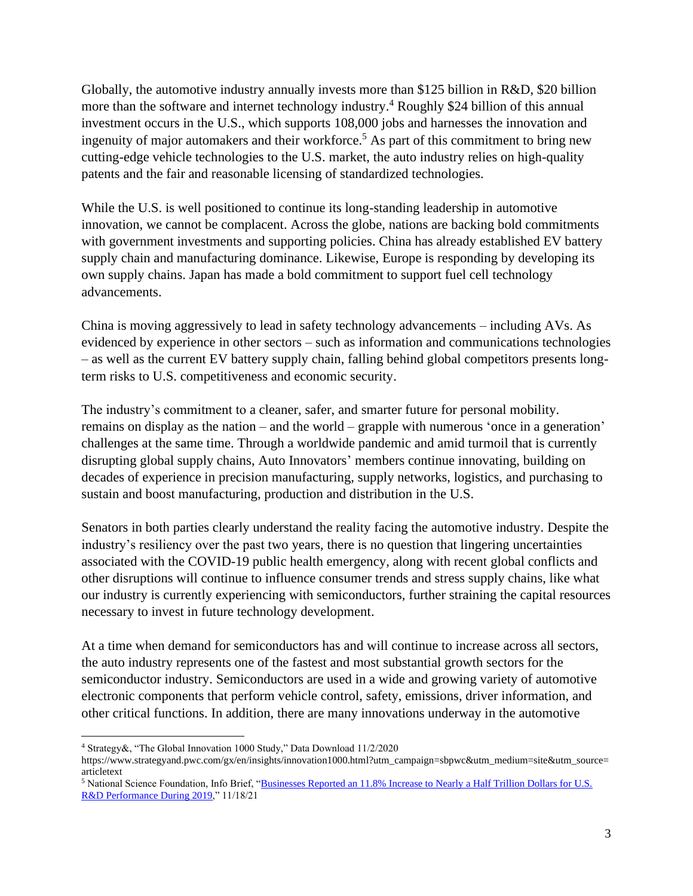Globally, the automotive industry annually invests more than $125 billion in R&D, $20 billion more than the software and internet technology industry.[4] Roughly $24 billion of this annual investment occurs in the U.S., which supports 108,000 jobs and harnesses the innovation and ingenuity of major automakers and their workforce.[5] As part of this commitment to bring new cutting-edge vehicle technologies to the U.S. market, the auto industry relies on high-quality patents and the fair and reasonable licensing of standardized technologies.

While the U.S. is well positioned to continue its long-standing leadership in automotive innovation, we cannot be complacent. Across the globe, nations are backing bold commitments with government investments and supporting policies. China has already established EV battery supply chain and manufacturing dominance. Likewise, Europe is responding by developing its own supply chains. Japan has made a bold commitment to support fuel cell technology advancements.

China is moving aggressively to lead in safety technology advancements – including AVs. As evidenced by experience in other sectors – such as information and communications technologies – as well as the current EV battery supply chain, falling behind global competitors presents long-term risks to U.S. competitiveness and economic security.

The industry's commitment to a cleaner, safer, and smarter future for personal mobility. remains on display as the nation – and the world – grapple with numerous 'once in a generation' challenges at the same time. Through a worldwide pandemic and amid turmoil that is currently disrupting global supply chains, Auto Innovators' members continue innovating, building on decades of experience in precision manufacturing, supply networks, logistics, and purchasing to sustain and boost manufacturing, production and distribution in the U.S.

Senators in both parties clearly understand the reality facing the automotive industry. Despite the industry's resiliency over the past two years, there is no question that lingering uncertainties associated with the COVID-19 public health emergency, along with recent global conflicts and other disruptions will continue to influence consumer trends and stress supply chains, like what our industry is currently experiencing with semiconductors, further straining the capital resources necessary to invest in future technology development.

At a time when demand for semiconductors has and will continue to increase across all sectors, the auto industry represents one of the fastest and most substantial growth sectors for the semiconductor industry. Semiconductors are used in a wide and growing variety of automotive electronic components that perform vehicle control, safety, emissions, driver information, and other critical functions. In addition, there are many innovations underway in the automotive

---

[4] Strategy&, "The Global Innovation 1000 Study," Data Download 11/2/2020 https://www.strategyand.pwc.com/gx/en/insights/innovation1000.html?utm_campaign=sbpwc&utm_medium=site&utm_source=articletext

[5] National Science Foundation, Info Brief, "Businesses Reported an 11.8% Increase to Nearly a Half Trillion Dollars for U.S. R&D Performance During 2019," 11/18/21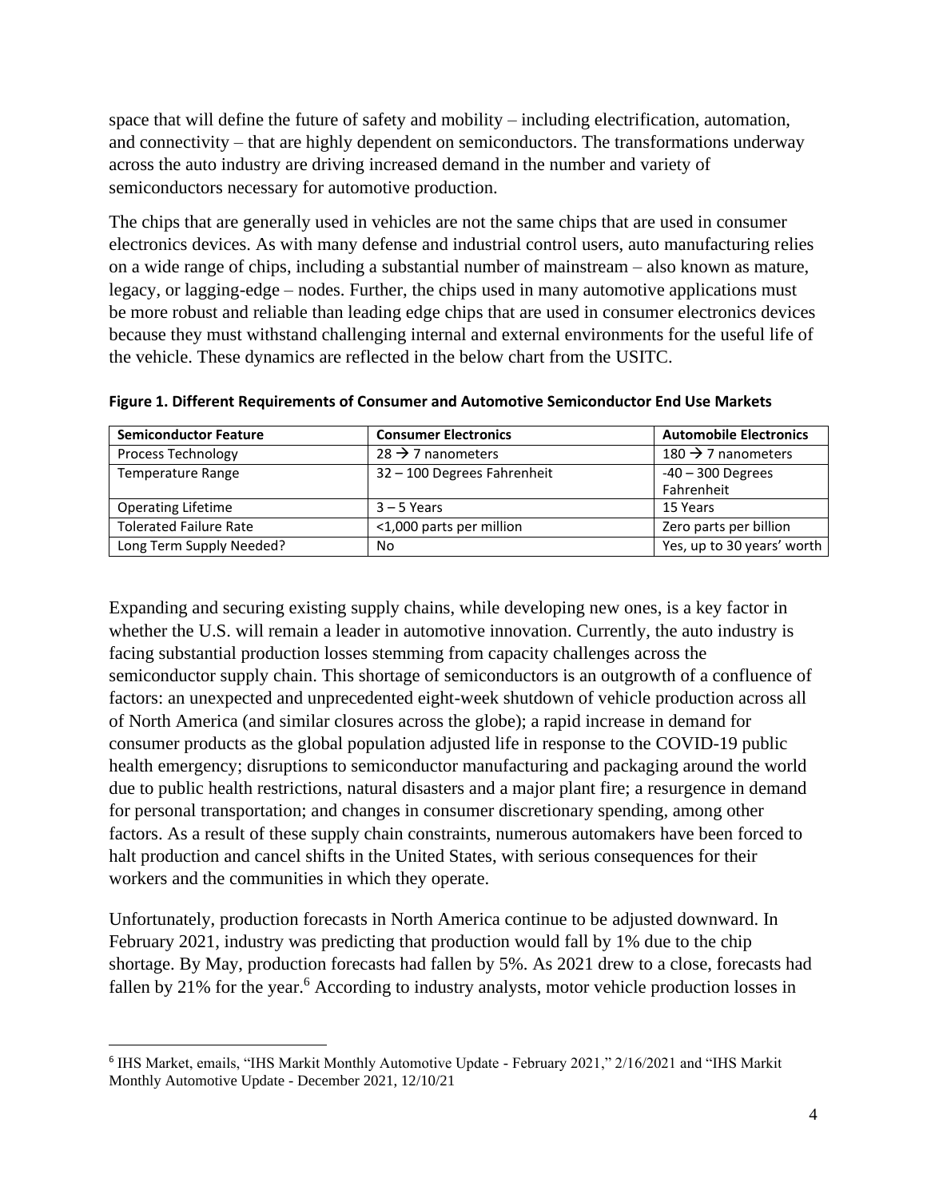space that will define the future of safety and mobility – including electrification, automation, and connectivity – that are highly dependent on semiconductors. The transformations underway across the auto industry are driving increased demand in the number and variety of semiconductors necessary for automotive production.

The chips that are generally used in vehicles are not the same chips that are used in consumer electronics devices. As with many defense and industrial control users, auto manufacturing relies on a wide range of chips, including a substantial number of mainstream – also known as mature, legacy, or lagging-edge – nodes. Further, the chips used in many automotive applications must be more robust and reliable than leading edge chips that are used in consumer electronics devices because they must withstand challenging internal and external environments for the useful life of the vehicle. These dynamics are reflected in the below chart from the USITC.

**Figure 1. Different Requirements of Consumer and Automotive Semiconductor End Use Markets**

| Semiconductor Feature | Consumer Electronics | Automobile Electronics |
|---|---|---|
| Process Technology | 28 → 7 nanometers | 180 → 7 nanometers |
| Temperature Range | 32 – 100 Degrees Fahrenheit | -40 – 300 Degrees Fahrenheit |
| Operating Lifetime | 3 – 5 Years | 15 Years |
| Tolerated Failure Rate | <1,000 parts per million | Zero parts per billion |
| Long Term Supply Needed? | No | Yes, up to 30 years' worth |

Expanding and securing existing supply chains, while developing new ones, is a key factor in whether the U.S. will remain a leader in automotive innovation. Currently, the auto industry is facing substantial production losses stemming from capacity challenges across the semiconductor supply chain. This shortage of semiconductors is an outgrowth of a confluence of factors: an unexpected and unprecedented eight-week shutdown of vehicle production across all of North America (and similar closures across the globe); a rapid increase in demand for consumer products as the global population adjusted life in response to the COVID-19 public health emergency; disruptions to semiconductor manufacturing and packaging around the world due to public health restrictions, natural disasters and a major plant fire; a resurgence in demand for personal transportation; and changes in consumer discretionary spending, among other factors. As a result of these supply chain constraints, numerous automakers have been forced to halt production and cancel shifts in the United States, with serious consequences for their workers and the communities in which they operate.

Unfortunately, production forecasts in North America continue to be adjusted downward. In February 2021, industry was predicting that production would fall by 1% due to the chip shortage. By May, production forecasts had fallen by 5%. As 2021 drew to a close, forecasts had fallen by 21% for the year.[6] According to industry analysts, motor vehicle production losses in

[6] IHS Market, emails, "IHS Markit Monthly Automotive Update - February 2021," 2/16/2021 and "IHS Markit Monthly Automotive Update - December 2021, 12/10/21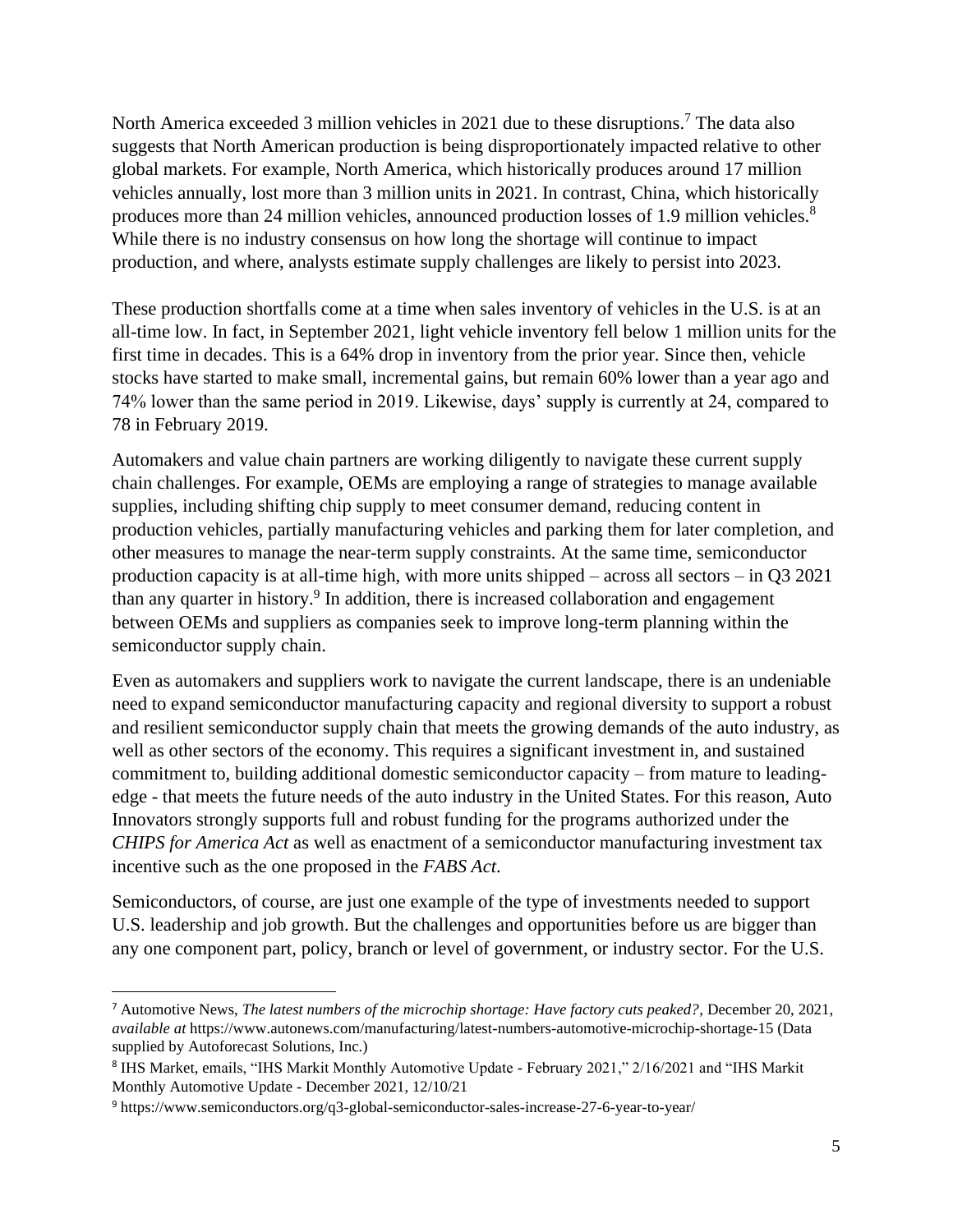North America exceeded 3 million vehicles in 2021 due to these disruptions.[7] The data also suggests that North American production is being disproportionately impacted relative to other global markets. For example, North America, which historically produces around 17 million vehicles annually, lost more than 3 million units in 2021. In contrast, China, which historically produces more than 24 million vehicles, announced production losses of 1.9 million vehicles.[8] While there is no industry consensus on how long the shortage will continue to impact production, and where, analysts estimate supply challenges are likely to persist into 2023.

These production shortfalls come at a time when sales inventory of vehicles in the U.S. is at an all-time low. In fact, in September 2021, light vehicle inventory fell below 1 million units for the first time in decades. This is a 64% drop in inventory from the prior year. Since then, vehicle stocks have started to make small, incremental gains, but remain 60% lower than a year ago and 74% lower than the same period in 2019. Likewise, days' supply is currently at 24, compared to 78 in February 2019.

Automakers and value chain partners are working diligently to navigate these current supply chain challenges. For example, OEMs are employing a range of strategies to manage available supplies, including shifting chip supply to meet consumer demand, reducing content in production vehicles, partially manufacturing vehicles and parking them for later completion, and other measures to manage the near-term supply constraints. At the same time, semiconductor production capacity is at all-time high, with more units shipped – across all sectors – in Q3 2021 than any quarter in history.[9] In addition, there is increased collaboration and engagement between OEMs and suppliers as companies seek to improve long-term planning within the semiconductor supply chain.

Even as automakers and suppliers work to navigate the current landscape, there is an undeniable need to expand semiconductor manufacturing capacity and regional diversity to support a robust and resilient semiconductor supply chain that meets the growing demands of the auto industry, as well as other sectors of the economy. This requires a significant investment in, and sustained commitment to, building additional domestic semiconductor capacity – from mature to leading-edge - that meets the future needs of the auto industry in the United States. For this reason, Auto Innovators strongly supports full and robust funding for the programs authorized under the *CHIPS for America Act* as well as enactment of a semiconductor manufacturing investment tax incentive such as the one proposed in the *FABS Act*.

Semiconductors, of course, are just one example of the type of investments needed to support U.S. leadership and job growth. But the challenges and opportunities before us are bigger than any one component part, policy, branch or level of government, or industry sector. For the U.S.

---

[7] Automotive News, *The latest numbers of the microchip shortage: Have factory cuts peaked?*, December 20, 2021, *available at* https://www.autonews.com/manufacturing/latest-numbers-automotive-microchip-shortage-15 (Data supplied by Autoforecast Solutions, Inc.)

[8] IHS Market, emails, "IHS Markit Monthly Automotive Update - February 2021," 2/16/2021 and "IHS Markit Monthly Automotive Update - December 2021, 12/10/21

[9] https://www.semiconductors.org/q3-global-semiconductor-sales-increase-27-6-year-to-year/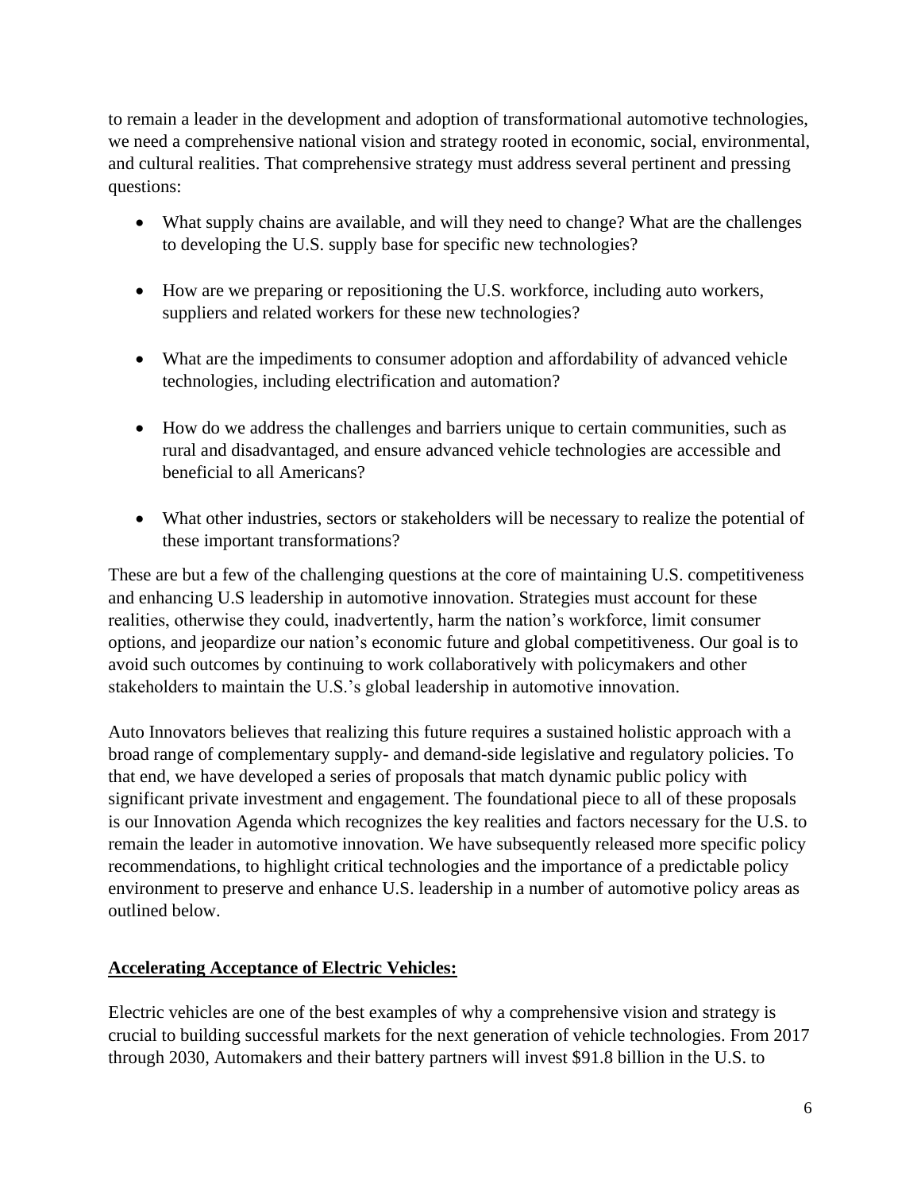to remain a leader in the development and adoption of transformational automotive technologies, we need a comprehensive national vision and strategy rooted in economic, social, environmental, and cultural realities. That comprehensive strategy must address several pertinent and pressing questions:

- What supply chains are available, and will they need to change? What are the challenges to developing the U.S. supply base for specific new technologies?
- How are we preparing or repositioning the U.S. workforce, including auto workers, suppliers and related workers for these new technologies?
- What are the impediments to consumer adoption and affordability of advanced vehicle technologies, including electrification and automation?
- How do we address the challenges and barriers unique to certain communities, such as rural and disadvantaged, and ensure advanced vehicle technologies are accessible and beneficial to all Americans?
- What other industries, sectors or stakeholders will be necessary to realize the potential of these important transformations?

These are but a few of the challenging questions at the core of maintaining U.S. competitiveness and enhancing U.S leadership in automotive innovation. Strategies must account for these realities, otherwise they could, inadvertently, harm the nation's workforce, limit consumer options, and jeopardize our nation's economic future and global competitiveness. Our goal is to avoid such outcomes by continuing to work collaboratively with policymakers and other stakeholders to maintain the U.S.'s global leadership in automotive innovation.

Auto Innovators believes that realizing this future requires a sustained holistic approach with a broad range of complementary supply- and demand-side legislative and regulatory policies. To that end, we have developed a series of proposals that match dynamic public policy with significant private investment and engagement. The foundational piece to all of these proposals is our Innovation Agenda which recognizes the key realities and factors necessary for the U.S. to remain the leader in automotive innovation. We have subsequently released more specific policy recommendations, to highlight critical technologies and the importance of a predictable policy environment to preserve and enhance U.S. leadership in a number of automotive policy areas as outlined below.

**Accelerating Acceptance of Electric Vehicles:**

Electric vehicles are one of the best examples of why a comprehensive vision and strategy is crucial to building successful markets for the next generation of vehicle technologies. From 2017 through 2030, Automakers and their battery partners will invest $91.8 billion in the U.S. to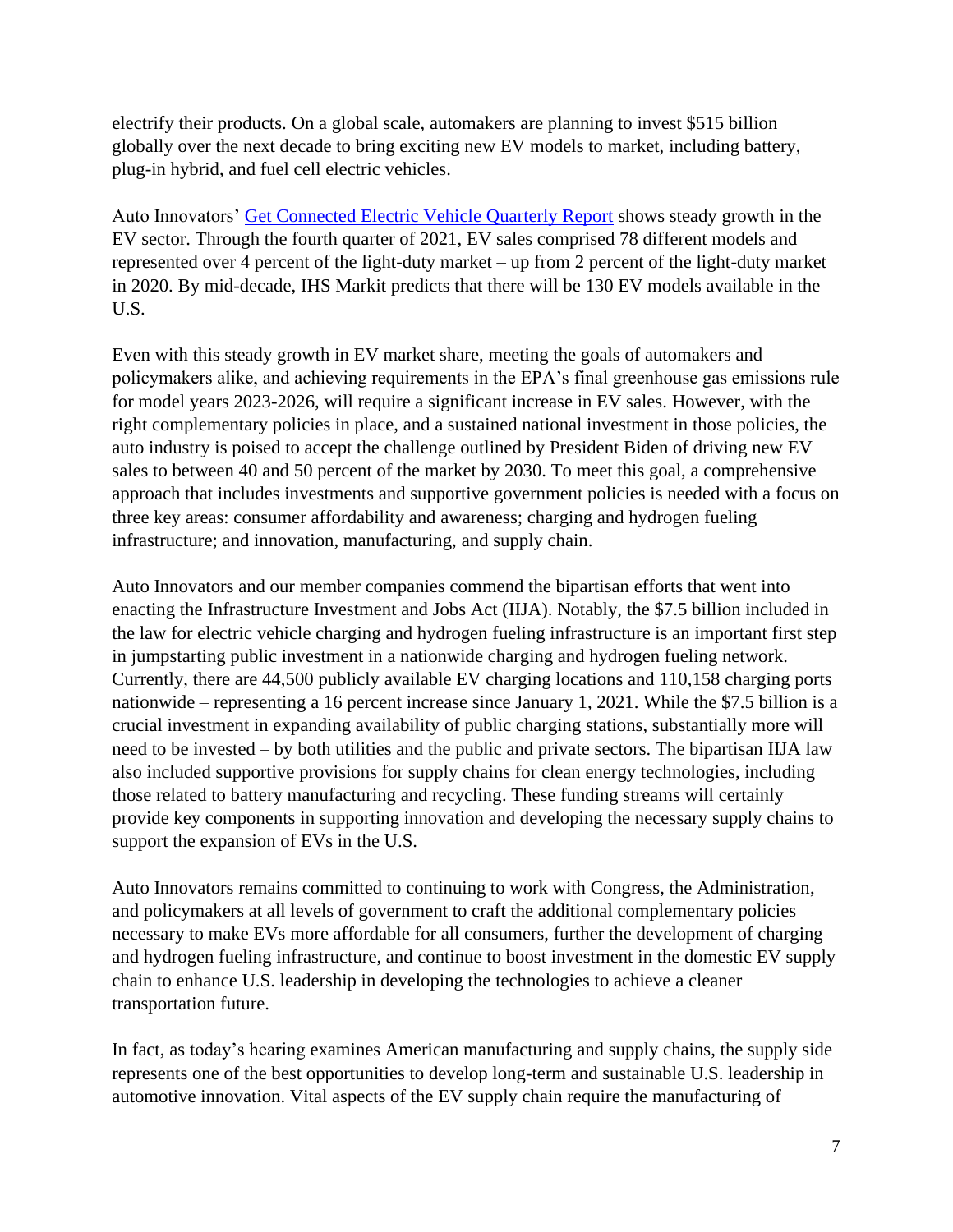electrify their products. On a global scale, automakers are planning to invest $515 billion globally over the next decade to bring exciting new EV models to market, including battery, plug-in hybrid, and fuel cell electric vehicles.

Auto Innovators' [Get Connected Electric Vehicle Quarterly Report]() shows steady growth in the EV sector. Through the fourth quarter of 2021, EV sales comprised 78 different models and represented over 4 percent of the light-duty market – up from 2 percent of the light-duty market in 2020. By mid-decade, IHS Markit predicts that there will be 130 EV models available in the U.S.

Even with this steady growth in EV market share, meeting the goals of automakers and policymakers alike, and achieving requirements in the EPA's final greenhouse gas emissions rule for model years 2023-2026, will require a significant increase in EV sales. However, with the right complementary policies in place, and a sustained national investment in those policies, the auto industry is poised to accept the challenge outlined by President Biden of driving new EV sales to between 40 and 50 percent of the market by 2030. To meet this goal, a comprehensive approach that includes investments and supportive government policies is needed with a focus on three key areas: consumer affordability and awareness; charging and hydrogen fueling infrastructure; and innovation, manufacturing, and supply chain.

Auto Innovators and our member companies commend the bipartisan efforts that went into enacting the Infrastructure Investment and Jobs Act (IIJA). Notably, the $7.5 billion included in the law for electric vehicle charging and hydrogen fueling infrastructure is an important first step in jumpstarting public investment in a nationwide charging and hydrogen fueling network. Currently, there are 44,500 publicly available EV charging locations and 110,158 charging ports nationwide – representing a 16 percent increase since January 1, 2021. While the $7.5 billion is a crucial investment in expanding availability of public charging stations, substantially more will need to be invested – by both utilities and the public and private sectors. The bipartisan IIJA law also included supportive provisions for supply chains for clean energy technologies, including those related to battery manufacturing and recycling. These funding streams will certainly provide key components in supporting innovation and developing the necessary supply chains to support the expansion of EVs in the U.S.

Auto Innovators remains committed to continuing to work with Congress, the Administration, and policymakers at all levels of government to craft the additional complementary policies necessary to make EVs more affordable for all consumers, further the development of charging and hydrogen fueling infrastructure, and continue to boost investment in the domestic EV supply chain to enhance U.S. leadership in developing the technologies to achieve a cleaner transportation future.

In fact, as today's hearing examines American manufacturing and supply chains, the supply side represents one of the best opportunities to develop long-term and sustainable U.S. leadership in automotive innovation. Vital aspects of the EV supply chain require the manufacturing of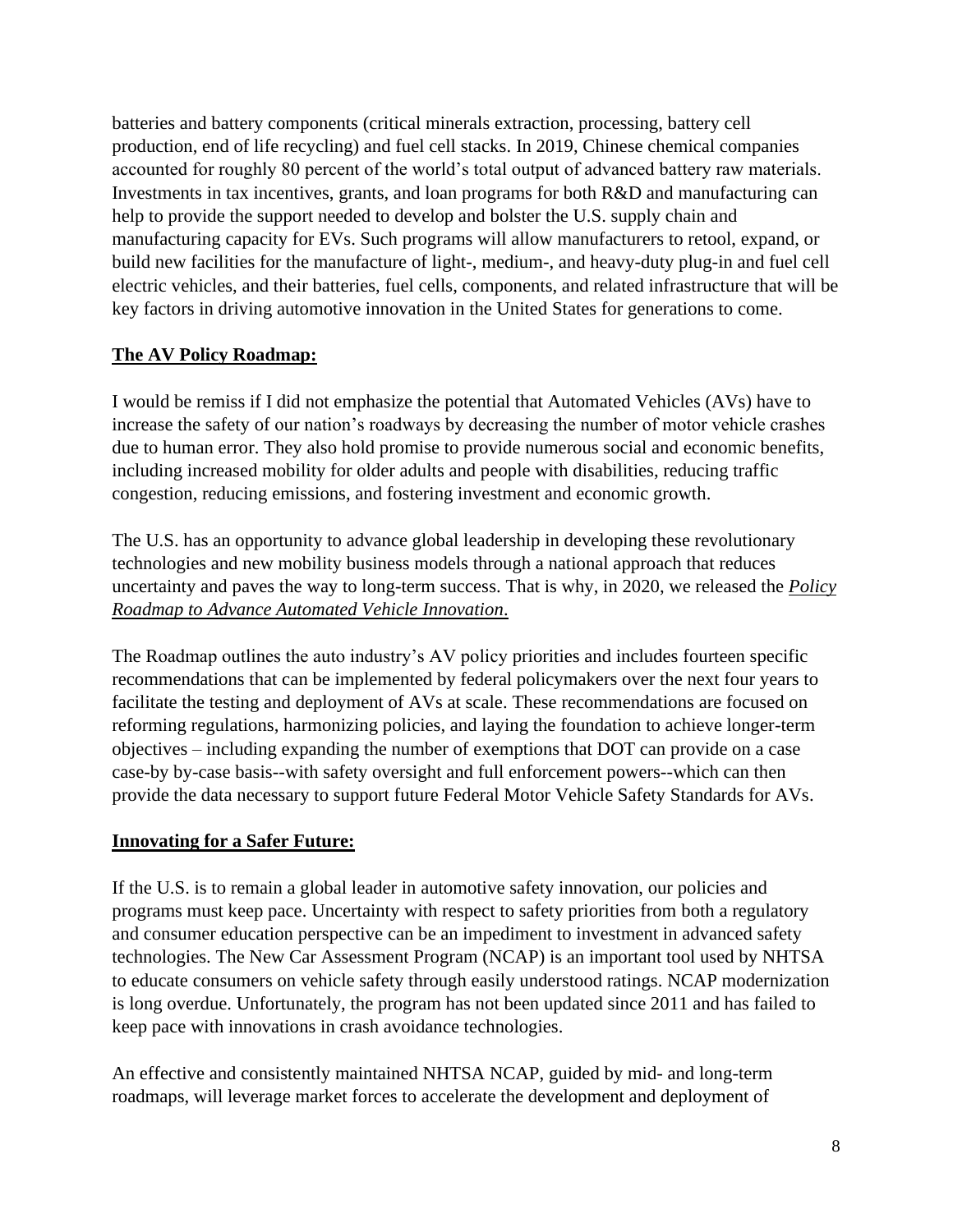batteries and battery components (critical minerals extraction, processing, battery cell production, end of life recycling) and fuel cell stacks. In 2019, Chinese chemical companies accounted for roughly 80 percent of the world's total output of advanced battery raw materials. Investments in tax incentives, grants, and loan programs for both R&D and manufacturing can help to provide the support needed to develop and bolster the U.S. supply chain and manufacturing capacity for EVs. Such programs will allow manufacturers to retool, expand, or build new facilities for the manufacture of light-, medium-, and heavy-duty plug-in and fuel cell electric vehicles, and their batteries, fuel cells, components, and related infrastructure that will be key factors in driving automotive innovation in the United States for generations to come.

## The AV Policy Roadmap:

I would be remiss if I did not emphasize the potential that Automated Vehicles (AVs) have to increase the safety of our nation's roadways by decreasing the number of motor vehicle crashes due to human error. They also hold promise to provide numerous social and economic benefits, including increased mobility for older adults and people with disabilities, reducing traffic congestion, reducing emissions, and fostering investment and economic growth.

The U.S. has an opportunity to advance global leadership in developing these revolutionary technologies and new mobility business models through a national approach that reduces uncertainty and paves the way to long-term success. That is why, in 2020, we released the *Policy Roadmap to Advance Automated Vehicle Innovation*.

The Roadmap outlines the auto industry's AV policy priorities and includes fourteen specific recommendations that can be implemented by federal policymakers over the next four years to facilitate the testing and deployment of AVs at scale. These recommendations are focused on reforming regulations, harmonizing policies, and laying the foundation to achieve longer-term objectives – including expanding the number of exemptions that DOT can provide on a case case-by by-case basis--with safety oversight and full enforcement powers--which can then provide the data necessary to support future Federal Motor Vehicle Safety Standards for AVs.

## Innovating for a Safer Future:

If the U.S. is to remain a global leader in automotive safety innovation, our policies and programs must keep pace. Uncertainty with respect to safety priorities from both a regulatory and consumer education perspective can be an impediment to investment in advanced safety technologies. The New Car Assessment Program (NCAP) is an important tool used by NHTSA to educate consumers on vehicle safety through easily understood ratings. NCAP modernization is long overdue. Unfortunately, the program has not been updated since 2011 and has failed to keep pace with innovations in crash avoidance technologies.

An effective and consistently maintained NHTSA NCAP, guided by mid- and long-term roadmaps, will leverage market forces to accelerate the development and deployment of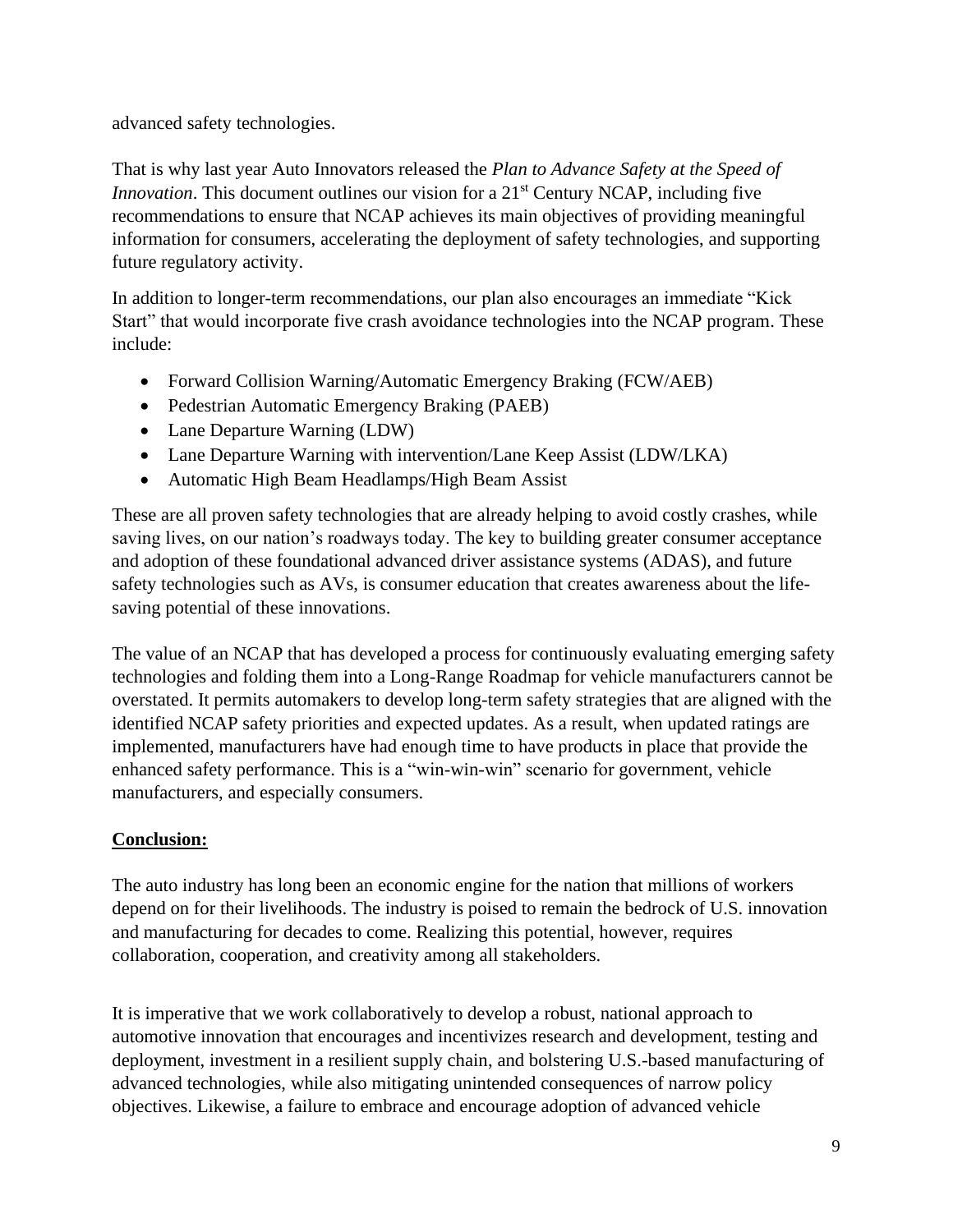advanced safety technologies.

That is why last year Auto Innovators released the *Plan to Advance Safety at the Speed of Innovation*. This document outlines our vision for a 21st Century NCAP, including five recommendations to ensure that NCAP achieves its main objectives of providing meaningful information for consumers, accelerating the deployment of safety technologies, and supporting future regulatory activity.

In addition to longer-term recommendations, our plan also encourages an immediate "Kick Start" that would incorporate five crash avoidance technologies into the NCAP program. These include:

- Forward Collision Warning/Automatic Emergency Braking (FCW/AEB)
- Pedestrian Automatic Emergency Braking (PAEB)
- Lane Departure Warning (LDW)
- Lane Departure Warning with intervention/Lane Keep Assist (LDW/LKA)
- Automatic High Beam Headlamps/High Beam Assist

These are all proven safety technologies that are already helping to avoid costly crashes, while saving lives, on our nation's roadways today. The key to building greater consumer acceptance and adoption of these foundational advanced driver assistance systems (ADAS), and future safety technologies such as AVs, is consumer education that creates awareness about the life-saving potential of these innovations.

The value of an NCAP that has developed a process for continuously evaluating emerging safety technologies and folding them into a Long-Range Roadmap for vehicle manufacturers cannot be overstated. It permits automakers to develop long-term safety strategies that are aligned with the identified NCAP safety priorities and expected updates. As a result, when updated ratings are implemented, manufacturers have had enough time to have products in place that provide the enhanced safety performance. This is a "win-win-win" scenario for government, vehicle manufacturers, and especially consumers.

## Conclusion:

The auto industry has long been an economic engine for the nation that millions of workers depend on for their livelihoods. The industry is poised to remain the bedrock of U.S. innovation and manufacturing for decades to come. Realizing this potential, however, requires collaboration, cooperation, and creativity among all stakeholders.

It is imperative that we work collaboratively to develop a robust, national approach to automotive innovation that encourages and incentivizes research and development, testing and deployment, investment in a resilient supply chain, and bolstering U.S.-based manufacturing of advanced technologies, while also mitigating unintended consequences of narrow policy objectives. Likewise, a failure to embrace and encourage adoption of advanced vehicle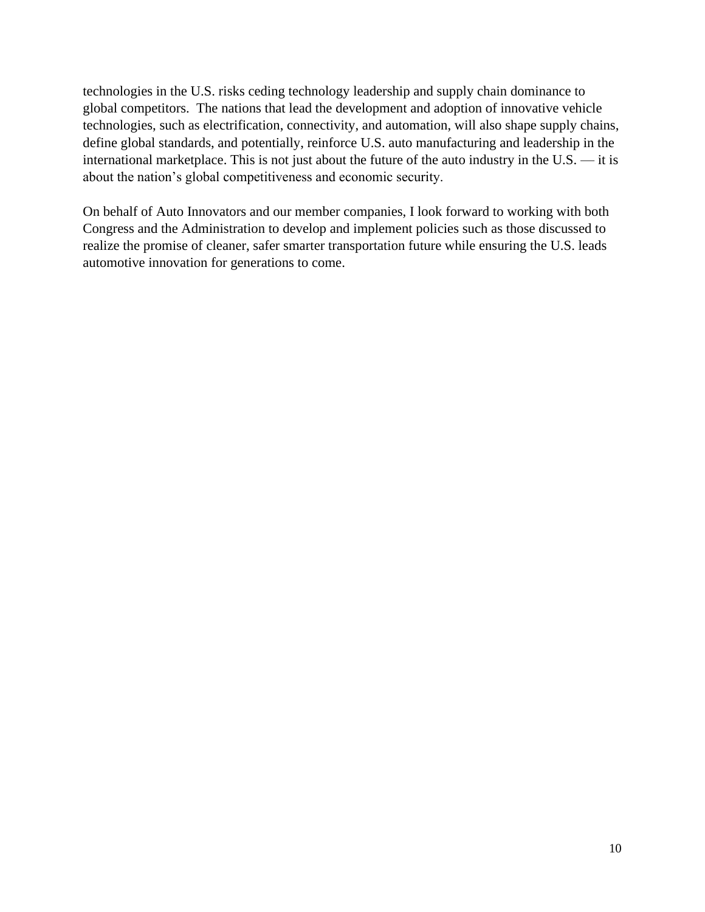technologies in the U.S. risks ceding technology leadership and supply chain dominance to global competitors. The nations that lead the development and adoption of innovative vehicle technologies, such as electrification, connectivity, and automation, will also shape supply chains, define global standards, and potentially, reinforce U.S. auto manufacturing and leadership in the international marketplace. This is not just about the future of the auto industry in the U.S. — it is about the nation's global competitiveness and economic security.

On behalf of Auto Innovators and our member companies, I look forward to working with both Congress and the Administration to develop and implement policies such as those discussed to realize the promise of cleaner, safer smarter transportation future while ensuring the U.S. leads automotive innovation for generations to come.